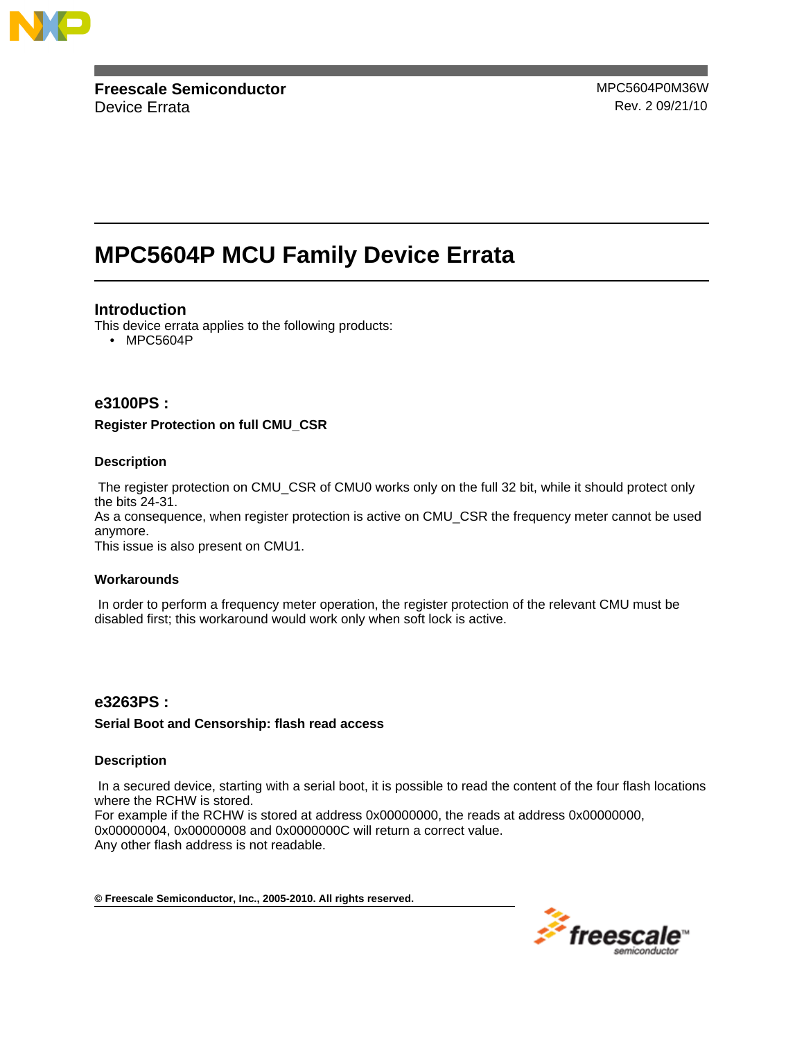**Freescale Semiconductor**
Device Errata

MPC5604P0M36W
Rev. 2 09/21/10

# MPC5604P MCU Family Device Errata

## Introduction

This device errata applies to the following products:

- MPC5604P

## e3100PS :

**Register Protection on full CMU_CSR**

### Description

The register protection on CMU_CSR of CMU0 works only on the full 32 bit, while it should protect only the bits 24-31.
As a consequence, when register protection is active on CMU_CSR the frequency meter cannot be used anymore.
This issue is also present on CMU1.

### Workarounds

In order to perform a frequency meter operation, the register protection of the relevant CMU must be disabled first; this workaround would work only when soft lock is active.

## e3263PS :

**Serial Boot and Censorship: flash read access**

### Description

In a secured device, starting with a serial boot, it is possible to read the content of the four flash locations where the RCHW is stored.
For example if the RCHW is stored at address 0x00000000, the reads at address 0x00000000, 0x00000004, 0x00000008 and 0x0000000C will return a correct value.
Any other flash address is not readable.

**© Freescale Semiconductor, Inc., 2005-2010. All rights reserved.**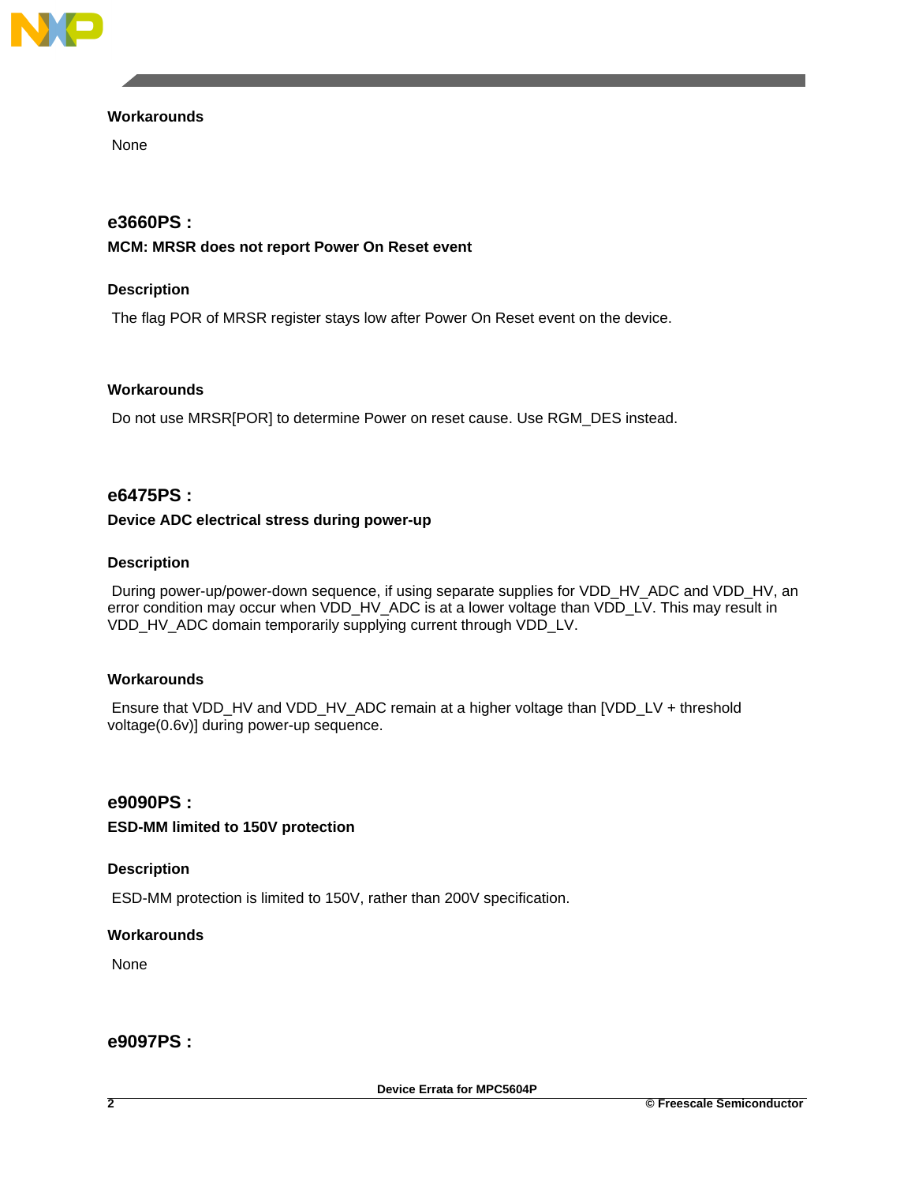### Workarounds

None

## e3660PS :

### MCM: MRSR does not report Power On Reset event

### Description

The flag POR of MRSR register stays low after Power On Reset event on the device.

### Workarounds

Do not use MRSR[POR] to determine Power on reset cause. Use RGM_DES instead.

## e6475PS :

### Device ADC electrical stress during power-up

### Description

During power-up/power-down sequence, if using separate supplies for VDD_HV_ADC and VDD_HV, an error condition may occur when VDD_HV_ADC is at a lower voltage than VDD_LV. This may result in VDD_HV_ADC domain temporarily supplying current through VDD_LV.

### Workarounds

Ensure that VDD_HV and VDD_HV_ADC remain at a higher voltage than [VDD_LV + threshold voltage(0.6v)] during power-up sequence.

## e9090PS :

### ESD-MM limited to 150V protection

### Description

ESD-MM protection is limited to 150V, rather than 200V specification.

### Workarounds

None

## e9097PS :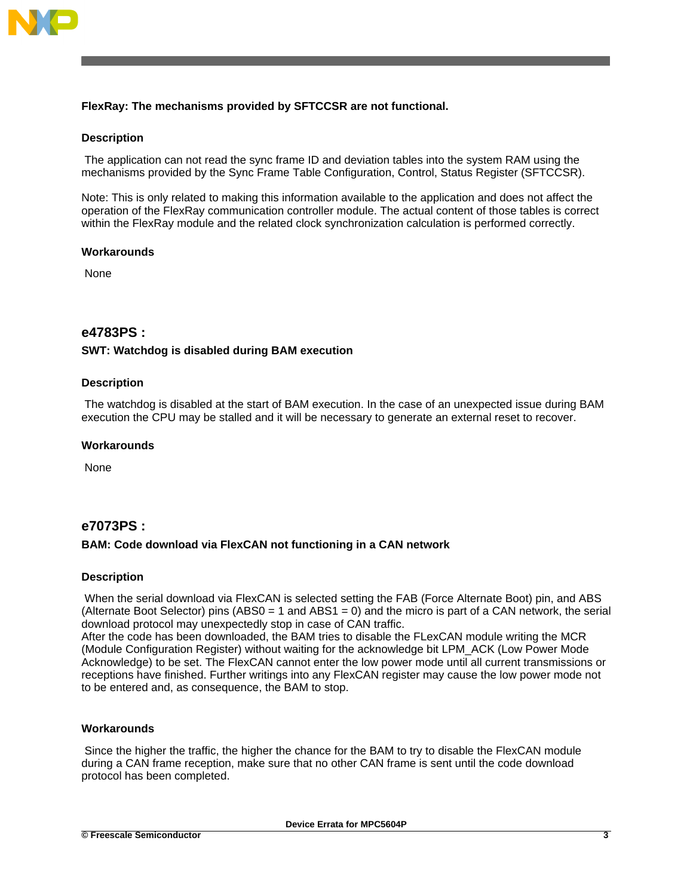**FlexRay: The mechanisms provided by SFTCCSR are not functional.**

**Description**

The application can not read the sync frame ID and deviation tables into the system RAM using the mechanisms provided by the Sync Frame Table Configuration, Control, Status Register (SFTCCSR).

Note: This is only related to making this information available to the application and does not affect the operation of the FlexRay communication controller module. The actual content of those tables is correct within the FlexRay module and the related clock synchronization calculation is performed correctly.

**Workarounds**

None

## e4783PS :

**SWT: Watchdog is disabled during BAM execution**

**Description**

The watchdog is disabled at the start of BAM execution. In the case of an unexpected issue during BAM execution the CPU may be stalled and it will be necessary to generate an external reset to recover.

**Workarounds**

None

## e7073PS :

**BAM: Code download via FlexCAN not functioning in a CAN network**

**Description**

When the serial download via FlexCAN is selected setting the FAB (Force Alternate Boot) pin, and ABS (Alternate Boot Selector) pins (ABS0 = 1 and ABS1 = 0) and the micro is part of a CAN network, the serial download protocol may unexpectedly stop in case of CAN traffic.
After the code has been downloaded, the BAM tries to disable the FLexCAN module writing the MCR (Module Configuration Register) without waiting for the acknowledge bit LPM_ACK (Low Power Mode Acknowledge) to be set. The FlexCAN cannot enter the low power mode until all current transmissions or receptions have finished. Further writings into any FlexCAN register may cause the low power mode not to be entered and, as consequence, the BAM to stop.

**Workarounds**

Since the higher the traffic, the higher the chance for the BAM to try to disable the FlexCAN module during a CAN frame reception, make sure that no other CAN frame is sent until the code download protocol has been completed.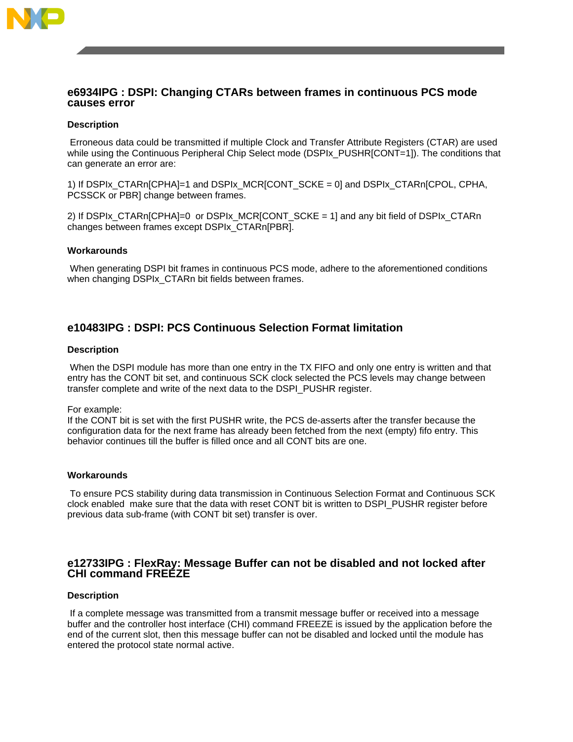## e6934IPG : DSPI: Changing CTARs between frames in continuous PCS mode causes error

### Description

Erroneous data could be transmitted if multiple Clock and Transfer Attribute Registers (CTAR) are used while using the Continuous Peripheral Chip Select mode (DSPIx_PUSHR[CONT=1]). The conditions that can generate an error are:

1) If DSPIx_CTARn[CPHA]=1 and DSPIx_MCR[CONT_SCKE = 0] and DSPIx_CTARn[CPOL, CPHA, PCSSCK or PBR] change between frames.

2) If DSPIx_CTARn[CPHA]=0 or DSPIx_MCR[CONT_SCKE = 1] and any bit field of DSPIx_CTARn changes between frames except DSPIx_CTARn[PBR].

### Workarounds

When generating DSPI bit frames in continuous PCS mode, adhere to the aforementioned conditions when changing DSPIx_CTARn bit fields between frames.

## e10483IPG : DSPI: PCS Continuous Selection Format limitation

### Description

When the DSPI module has more than one entry in the TX FIFO and only one entry is written and that entry has the CONT bit set, and continuous SCK clock selected the PCS levels may change between transfer complete and write of the next data to the DSPI_PUSHR register.

For example:
If the CONT bit is set with the first PUSHR write, the PCS de-asserts after the transfer because the configuration data for the next frame has already been fetched from the next (empty) fifo entry. This behavior continues till the buffer is filled once and all CONT bits are one.

### Workarounds

To ensure PCS stability during data transmission in Continuous Selection Format and Continuous SCK clock enabled make sure that the data with reset CONT bit is written to DSPI_PUSHR register before previous data sub-frame (with CONT bit set) transfer is over.

## e12733IPG : FlexRay: Message Buffer can not be disabled and not locked after CHI command FREEZE

### Description

If a complete message was transmitted from a transmit message buffer or received into a message buffer and the controller host interface (CHI) command FREEZE is issued by the application before the end of the current slot, then this message buffer can not be disabled and locked until the module has entered the protocol state normal active.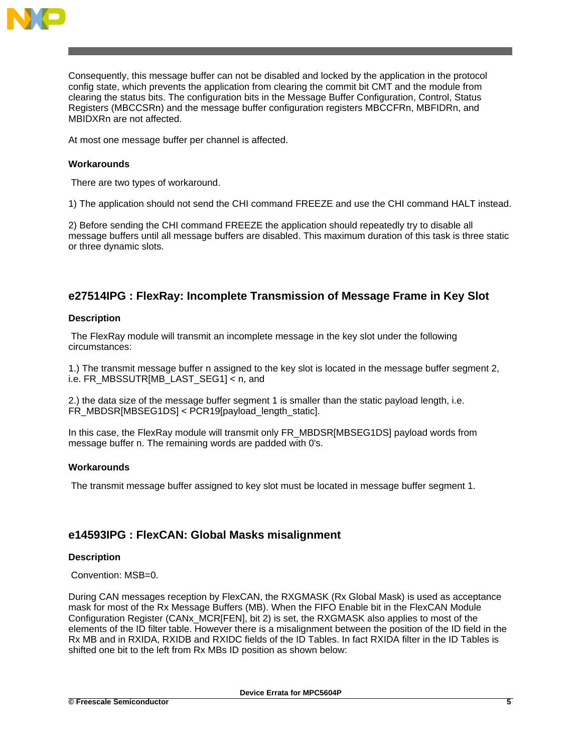Consequently, this message buffer can not be disabled and locked by the application in the protocol config state, which prevents the application from clearing the commit bit CMT and the module from clearing the status bits. The configuration bits in the Message Buffer Configuration, Control, Status Registers (MBCCSRn) and the message buffer configuration registers MBCCFRn, MBFIDRn, and MBIDXRn are not affected.

At most one message buffer per channel is affected.

### Workarounds

There are two types of workaround.

1) The application should not send the CHI command FREEZE and use the CHI command HALT instead.

2) Before sending the CHI command FREEZE the application should repeatedly try to disable all message buffers until all message buffers are disabled. This maximum duration of this task is three static or three dynamic slots.

## e27514IPG : FlexRay: Incomplete Transmission of Message Frame in Key Slot

### Description

The FlexRay module will transmit an incomplete message in the key slot under the following circumstances:

1.) The transmit message buffer n assigned to the key slot is located in the message buffer segment 2, i.e. FR_MBSSUTR[MB_LAST_SEG1] < n, and

2.) the data size of the message buffer segment 1 is smaller than the static payload length, i.e. FR_MBDSR[MBSEG1DS] < PCR19[payload_length_static].

In this case, the FlexRay module will transmit only FR_MBDSR[MBSEG1DS] payload words from message buffer n. The remaining words are padded with 0's.

### Workarounds

The transmit message buffer assigned to key slot must be located in message buffer segment 1.

## e14593IPG : FlexCAN: Global Masks misalignment

### Description

Convention: MSB=0.

During CAN messages reception by FlexCAN, the RXGMASK (Rx Global Mask) is used as acceptance mask for most of the Rx Message Buffers (MB). When the FIFO Enable bit in the FlexCAN Module Configuration Register (CANx_MCR[FEN], bit 2) is set, the RXGMASK also applies to most of the elements of the ID filter table. However there is a misalignment between the position of the ID field in the Rx MB and in RXIDA, RXIDB and RXIDC fields of the ID Tables. In fact RXIDA filter in the ID Tables is shifted one bit to the left from Rx MBs ID position as shown below: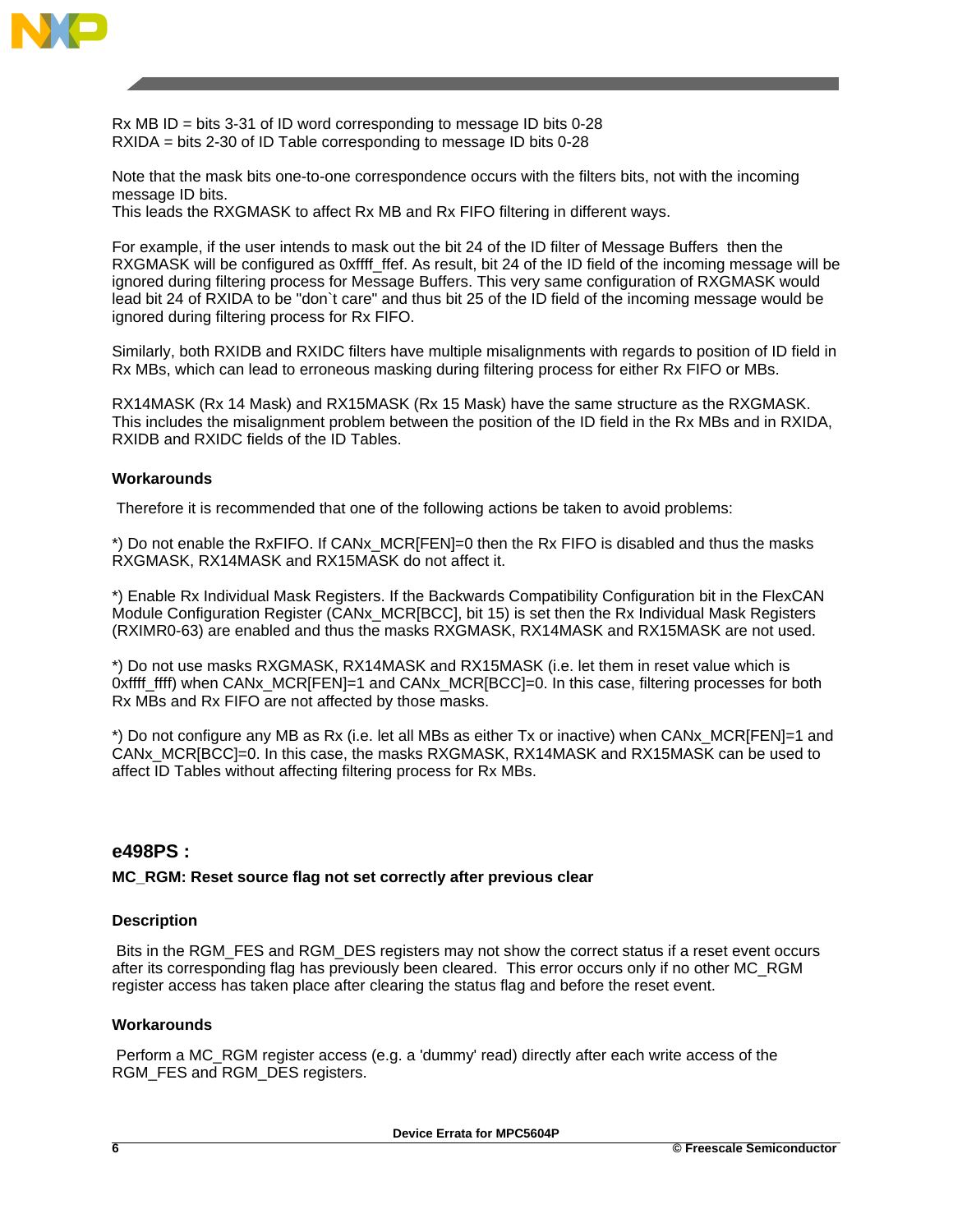Rx MB ID = bits 3-31 of ID word corresponding to message ID bits 0-28
RXIDA = bits 2-30 of ID Table corresponding to message ID bits 0-28

Note that the mask bits one-to-one correspondence occurs with the filters bits, not with the incoming message ID bits.
This leads the RXGMASK to affect Rx MB and Rx FIFO filtering in different ways.

For example, if the user intends to mask out the bit 24 of the ID filter of Message Buffers then the RXGMASK will be configured as 0xffff_ffef. As result, bit 24 of the ID field of the incoming message will be ignored during filtering process for Message Buffers. This very same configuration of RXGMASK would lead bit 24 of RXIDA to be "don`t care" and thus bit 25 of the ID field of the incoming message would be ignored during filtering process for Rx FIFO.

Similarly, both RXIDB and RXIDC filters have multiple misalignments with regards to position of ID field in Rx MBs, which can lead to erroneous masking during filtering process for either Rx FIFO or MBs.

RX14MASK (Rx 14 Mask) and RX15MASK (Rx 15 Mask) have the same structure as the RXGMASK. This includes the misalignment problem between the position of the ID field in the Rx MBs and in RXIDA, RXIDB and RXIDC fields of the ID Tables.

#### Workarounds

Therefore it is recommended that one of the following actions be taken to avoid problems:

*) Do not enable the RxFIFO. If CANx_MCR[FEN]=0 then the Rx FIFO is disabled and thus the masks RXGMASK, RX14MASK and RX15MASK do not affect it.

*) Enable Rx Individual Mask Registers. If the Backwards Compatibility Configuration bit in the FlexCAN Module Configuration Register (CANx_MCR[BCC], bit 15) is set then the Rx Individual Mask Registers (RXIMR0-63) are enabled and thus the masks RXGMASK, RX14MASK and RX15MASK are not used.

*) Do not use masks RXGMASK, RX14MASK and RX15MASK (i.e. let them in reset value which is 0xffff_ffff) when CANx_MCR[FEN]=1 and CANx_MCR[BCC]=0. In this case, filtering processes for both Rx MBs and Rx FIFO are not affected by those masks.

*) Do not configure any MB as Rx (i.e. let all MBs as either Tx or inactive) when CANx_MCR[FEN]=1 and CANx_MCR[BCC]=0. In this case, the masks RXGMASK, RX14MASK and RX15MASK can be used to affect ID Tables without affecting filtering process for Rx MBs.

### e498PS :

#### MC_RGM: Reset source flag not set correctly after previous clear

#### Description

Bits in the RGM_FES and RGM_DES registers may not show the correct status if a reset event occurs after its corresponding flag has previously been cleared. This error occurs only if no other MC_RGM register access has taken place after clearing the status flag and before the reset event.

#### Workarounds

Perform a MC_RGM register access (e.g. a 'dummy' read) directly after each write access of the RGM_FES and RGM_DES registers.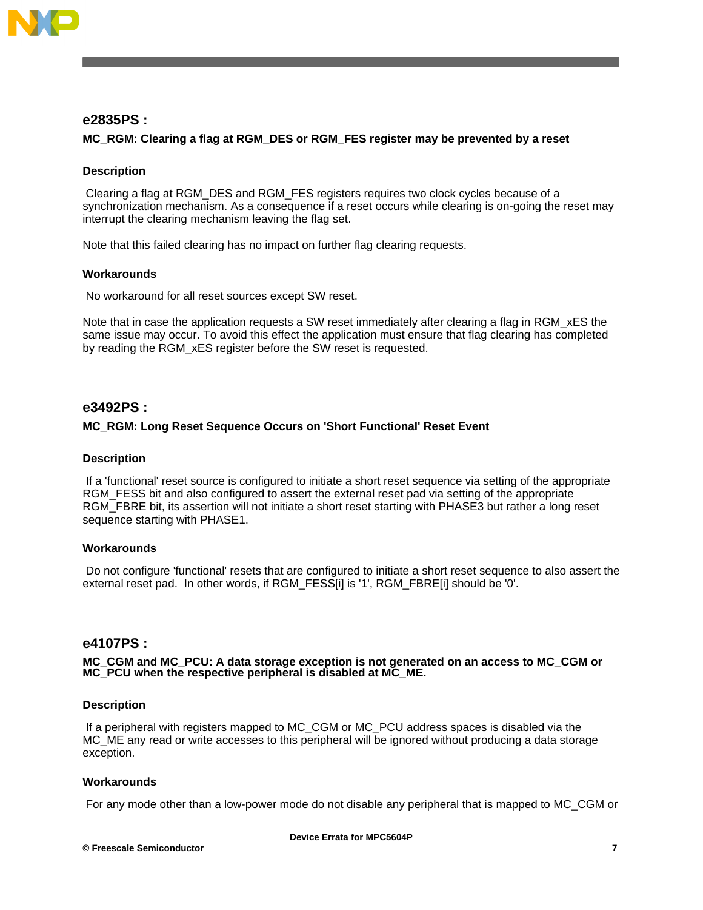## e2835PS :

### MC_RGM: Clearing a flag at RGM_DES or RGM_FES register may be prevented by a reset

#### Description

Clearing a flag at RGM_DES and RGM_FES registers requires two clock cycles because of a synchronization mechanism. As a consequence if a reset occurs while clearing is on-going the reset may interrupt the clearing mechanism leaving the flag set.

Note that this failed clearing has no impact on further flag clearing requests.

#### Workarounds

No workaround for all reset sources except SW reset.

Note that in case the application requests a SW reset immediately after clearing a flag in RGM_xES the same issue may occur. To avoid this effect the application must ensure that flag clearing has completed by reading the RGM_xES register before the SW reset is requested.

## e3492PS :

### MC_RGM: Long Reset Sequence Occurs on 'Short Functional' Reset Event

#### Description

If a 'functional' reset source is configured to initiate a short reset sequence via setting of the appropriate RGM_FESS bit and also configured to assert the external reset pad via setting of the appropriate RGM_FBRE bit, its assertion will not initiate a short reset starting with PHASE3 but rather a long reset sequence starting with PHASE1.

#### Workarounds

Do not configure 'functional' resets that are configured to initiate a short reset sequence to also assert the external reset pad. In other words, if RGM_FESS[i] is '1', RGM_FBRE[i] should be '0'.

## e4107PS :

### MC_CGM and MC_PCU: A data storage exception is not generated on an access to MC_CGM or MC_PCU when the respective peripheral is disabled at MC_ME.

#### Description

If a peripheral with registers mapped to MC_CGM or MC_PCU address spaces is disabled via the MC_ME any read or write accesses to this peripheral will be ignored without producing a data storage exception.

#### Workarounds

For any mode other than a low-power mode do not disable any peripheral that is mapped to MC_CGM or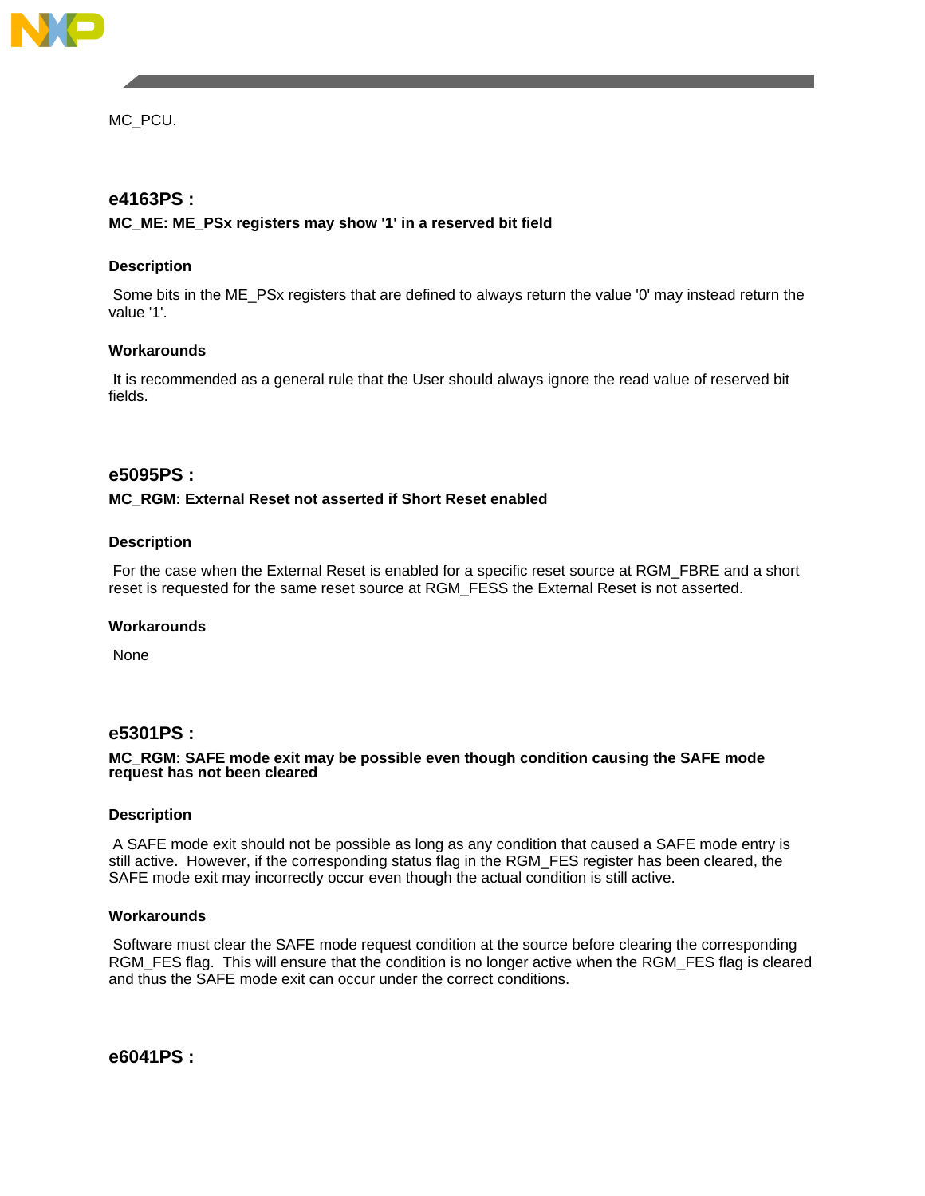MC_PCU.

### e4163PS :

**MC_ME: ME_PSx registers may show '1' in a reserved bit field**

#### Description

Some bits in the ME_PSx registers that are defined to always return the value '0' may instead return the value '1'.

#### Workarounds

It is recommended as a general rule that the User should always ignore the read value of reserved bit fields.

### e5095PS :

**MC_RGM: External Reset not asserted if Short Reset enabled**

#### Description

For the case when the External Reset is enabled for a specific reset source at RGM_FBRE and a short reset is requested for the same reset source at RGM_FESS the External Reset is not asserted.

#### Workarounds

None

### e5301PS :

**MC_RGM: SAFE mode exit may be possible even though condition causing the SAFE mode request has not been cleared**

#### Description

A SAFE mode exit should not be possible as long as any condition that caused a SAFE mode entry is still active. However, if the corresponding status flag in the RGM_FES register has been cleared, the SAFE mode exit may incorrectly occur even though the actual condition is still active.

#### Workarounds

Software must clear the SAFE mode request condition at the source before clearing the corresponding RGM_FES flag. This will ensure that the condition is no longer active when the RGM_FES flag is cleared and thus the SAFE mode exit can occur under the correct conditions.

### e6041PS :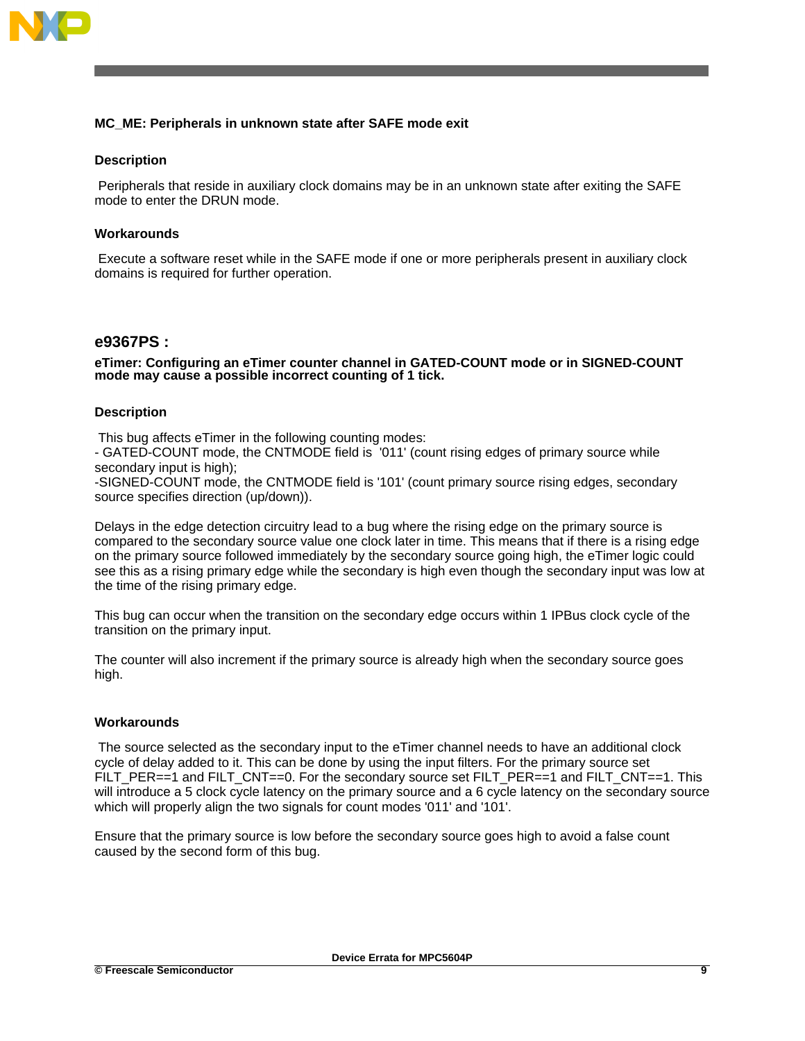### MC_ME: Peripherals in unknown state after SAFE mode exit

#### Description

Peripherals that reside in auxiliary clock domains may be in an unknown state after exiting the SAFE mode to enter the DRUN mode.

#### Workarounds

Execute a software reset while in the SAFE mode if one or more peripherals present in auxiliary clock domains is required for further operation.

## e9367PS :

### eTimer: Configuring an eTimer counter channel in GATED-COUNT mode or in SIGNED-COUNT mode may cause a possible incorrect counting of 1 tick.

#### Description

This bug affects eTimer in the following counting modes:
- GATED-COUNT mode, the CNTMODE field is '011' (count rising edges of primary source while secondary input is high);
-SIGNED-COUNT mode, the CNTMODE field is '101' (count primary source rising edges, secondary source specifies direction (up/down)).

Delays in the edge detection circuitry lead to a bug where the rising edge on the primary source is compared to the secondary source value one clock later in time. This means that if there is a rising edge on the primary source followed immediately by the secondary source going high, the eTimer logic could see this as a rising primary edge while the secondary is high even though the secondary input was low at the time of the rising primary edge.

This bug can occur when the transition on the secondary edge occurs within 1 IPBus clock cycle of the transition on the primary input.

The counter will also increment if the primary source is already high when the secondary source goes high.

#### Workarounds

The source selected as the secondary input to the eTimer channel needs to have an additional clock cycle of delay added to it. This can be done by using the input filters. For the primary source set FILT_PER==1 and FILT_CNT==0. For the secondary source set FILT_PER==1 and FILT_CNT==1. This will introduce a 5 clock cycle latency on the primary source and a 6 cycle latency on the secondary source which will properly align the two signals for count modes '011' and '101'.

Ensure that the primary source is low before the secondary source goes high to avoid a false count caused by the second form of this bug.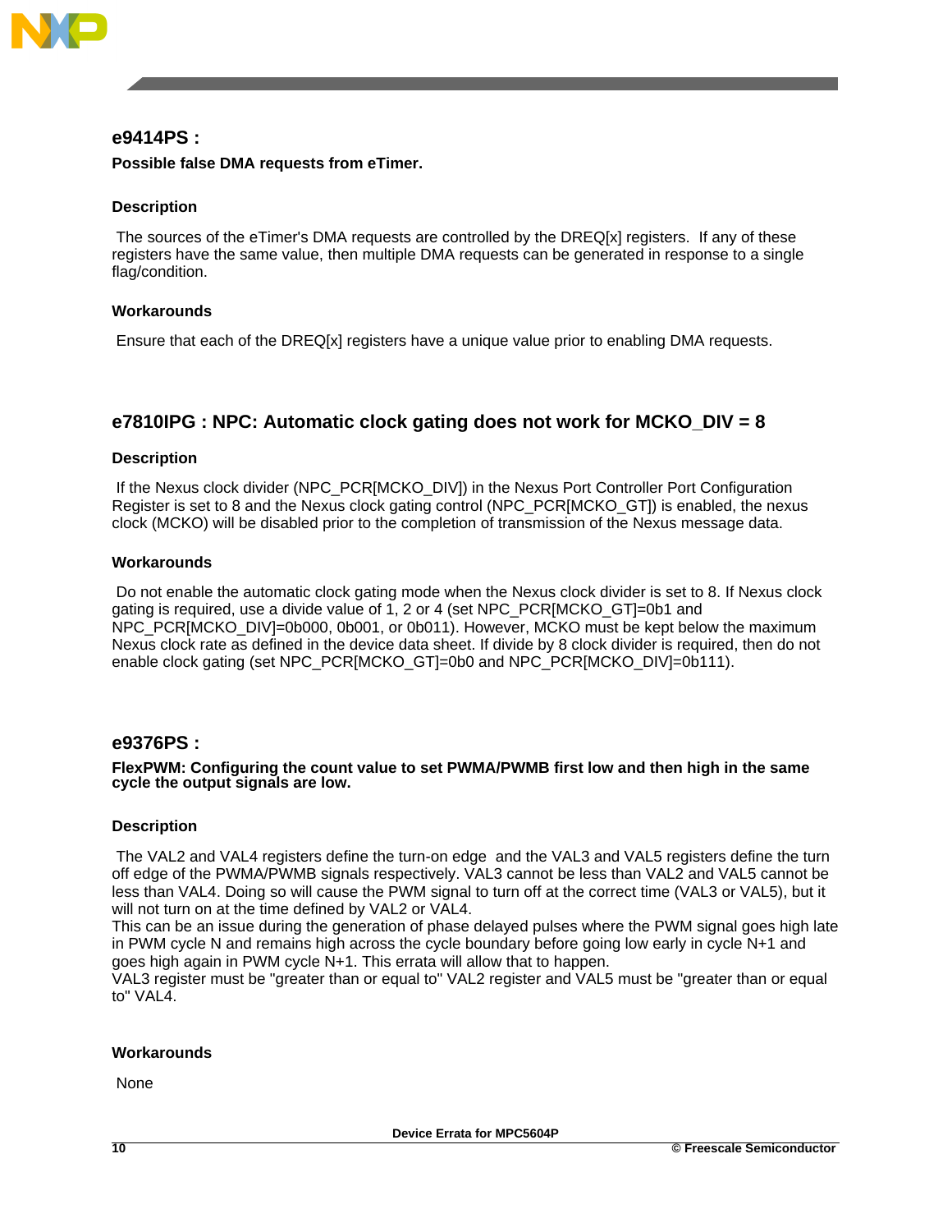## e9414PS :

**Possible false DMA requests from eTimer.**

### Description

The sources of the eTimer's DMA requests are controlled by the DREQ[x] registers. If any of these registers have the same value, then multiple DMA requests can be generated in response to a single flag/condition.

### Workarounds

Ensure that each of the DREQ[x] registers have a unique value prior to enabling DMA requests.

## e7810IPG : NPC: Automatic clock gating does not work for MCKO_DIV = 8

### Description

If the Nexus clock divider (NPC_PCR[MCKO_DIV]) in the Nexus Port Controller Port Configuration Register is set to 8 and the Nexus clock gating control (NPC_PCR[MCKO_GT]) is enabled, the nexus clock (MCKO) will be disabled prior to the completion of transmission of the Nexus message data.

### Workarounds

Do not enable the automatic clock gating mode when the Nexus clock divider is set to 8. If Nexus clock gating is required, use a divide value of 1, 2 or 4 (set NPC_PCR[MCKO_GT]=0b1 and NPC_PCR[MCKO_DIV]=0b000, 0b001, or 0b011). However, MCKO must be kept below the maximum Nexus clock rate as defined in the device data sheet. If divide by 8 clock divider is required, then do not enable clock gating (set NPC_PCR[MCKO_GT]=0b0 and NPC_PCR[MCKO_DIV]=0b111).

## e9376PS :

**FlexPWM: Configuring the count value to set PWMA/PWMB first low and then high in the same cycle the output signals are low.**

### Description

The VAL2 and VAL4 registers define the turn-on edge and the VAL3 and VAL5 registers define the turn off edge of the PWMA/PWMB signals respectively. VAL3 cannot be less than VAL2 and VAL5 cannot be less than VAL4. Doing so will cause the PWM signal to turn off at the correct time (VAL3 or VAL5), but it will not turn on at the time defined by VAL2 or VAL4.
This can be an issue during the generation of phase delayed pulses where the PWM signal goes high late in PWM cycle N and remains high across the cycle boundary before going low early in cycle N+1 and goes high again in PWM cycle N+1. This errata will allow that to happen.
VAL3 register must be "greater than or equal to" VAL2 register and VAL5 must be "greater than or equal to" VAL4.

### Workarounds

None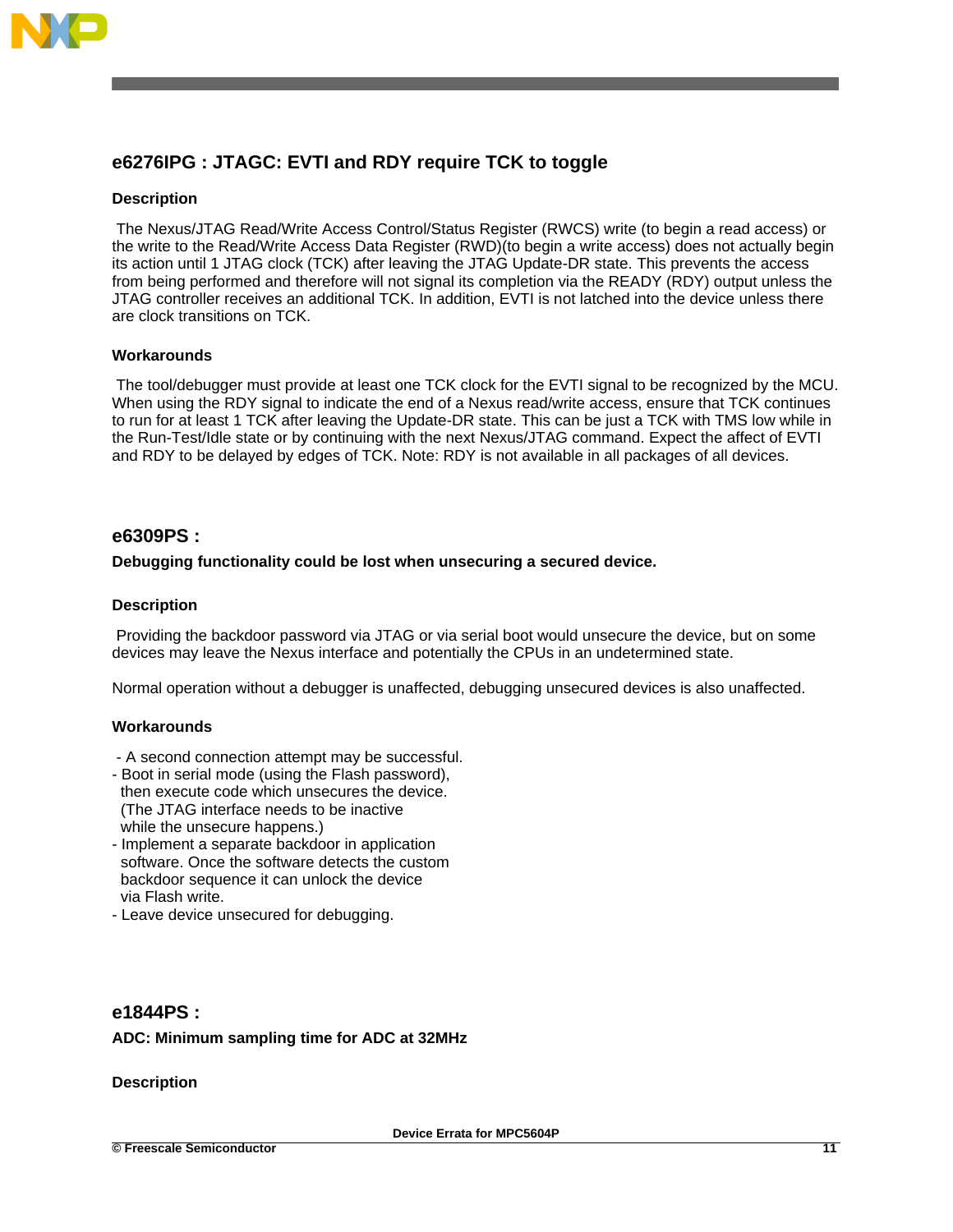## e6276IPG : JTAGC: EVTI and RDY require TCK to toggle

### Description

The Nexus/JTAG Read/Write Access Control/Status Register (RWCS) write (to begin a read access) or the write to the Read/Write Access Data Register (RWD)(to begin a write access) does not actually begin its action until 1 JTAG clock (TCK) after leaving the JTAG Update-DR state. This prevents the access from being performed and therefore will not signal its completion via the READY (RDY) output unless the JTAG controller receives an additional TCK. In addition, EVTI is not latched into the device unless there are clock transitions on TCK.

### Workarounds

The tool/debugger must provide at least one TCK clock for the EVTI signal to be recognized by the MCU. When using the RDY signal to indicate the end of a Nexus read/write access, ensure that TCK continues to run for at least 1 TCK after leaving the Update-DR state. This can be just a TCK with TMS low while in the Run-Test/Idle state or by continuing with the next Nexus/JTAG command. Expect the affect of EVTI and RDY to be delayed by edges of TCK. Note: RDY is not available in all packages of all devices.

## e6309PS :

**Debugging functionality could be lost when unsecuring a secured device.**

### Description

Providing the backdoor password via JTAG or via serial boot would unsecure the device, but on some devices may leave the Nexus interface and potentially the CPUs in an undetermined state.

Normal operation without a debugger is unaffected, debugging unsecured devices is also unaffected.

### Workarounds

- A second connection attempt may be successful.
- Boot in serial mode (using the Flash password), then execute code which unsecures the device. (The JTAG interface needs to be inactive while the unsecure happens.)
- Implement a separate backdoor in application software. Once the software detects the custom backdoor sequence it can unlock the device via Flash write.
- Leave device unsecured for debugging.

## e1844PS :

**ADC: Minimum sampling time for ADC at 32MHz**

### Description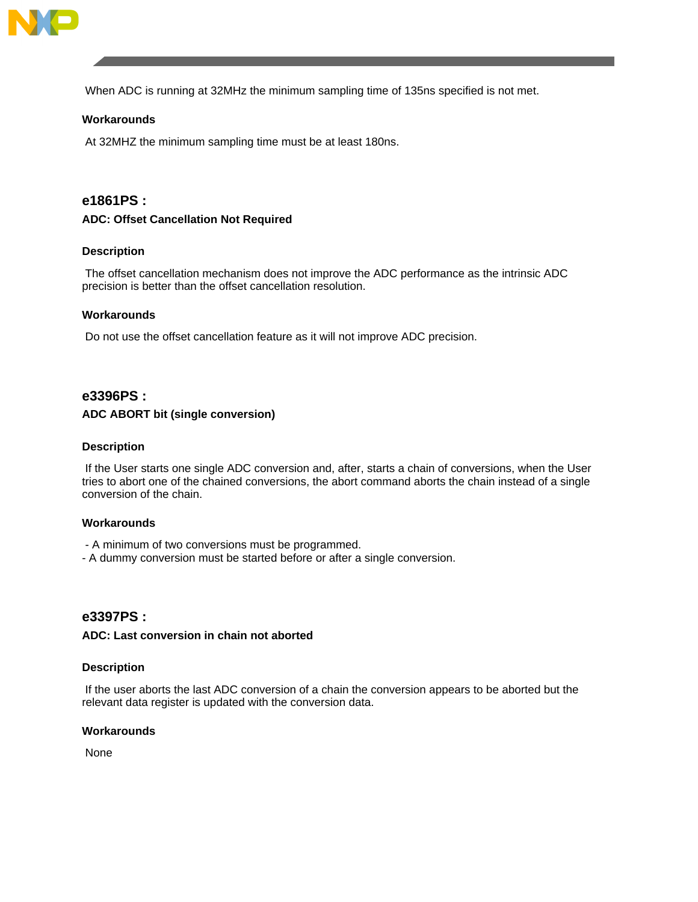When ADC is running at 32MHz the minimum sampling time of 135ns specified is not met.

### Workarounds

At 32MHZ the minimum sampling time must be at least 180ns.

## e1861PS :

### ADC: Offset Cancellation Not Required

### Description

The offset cancellation mechanism does not improve the ADC performance as the intrinsic ADC precision is better than the offset cancellation resolution.

### Workarounds

Do not use the offset cancellation feature as it will not improve ADC precision.

## e3396PS :

### ADC ABORT bit (single conversion)

### Description

If the User starts one single ADC conversion and, after, starts a chain of conversions, when the User tries to abort one of the chained conversions, the abort command aborts the chain instead of a single conversion of the chain.

### Workarounds

- A minimum of two conversions must be programmed.
- A dummy conversion must be started before or after a single conversion.

## e3397PS :

### ADC: Last conversion in chain not aborted

### Description

If the user aborts the last ADC conversion of a chain the conversion appears to be aborted but the relevant data register is updated with the conversion data.

### Workarounds

None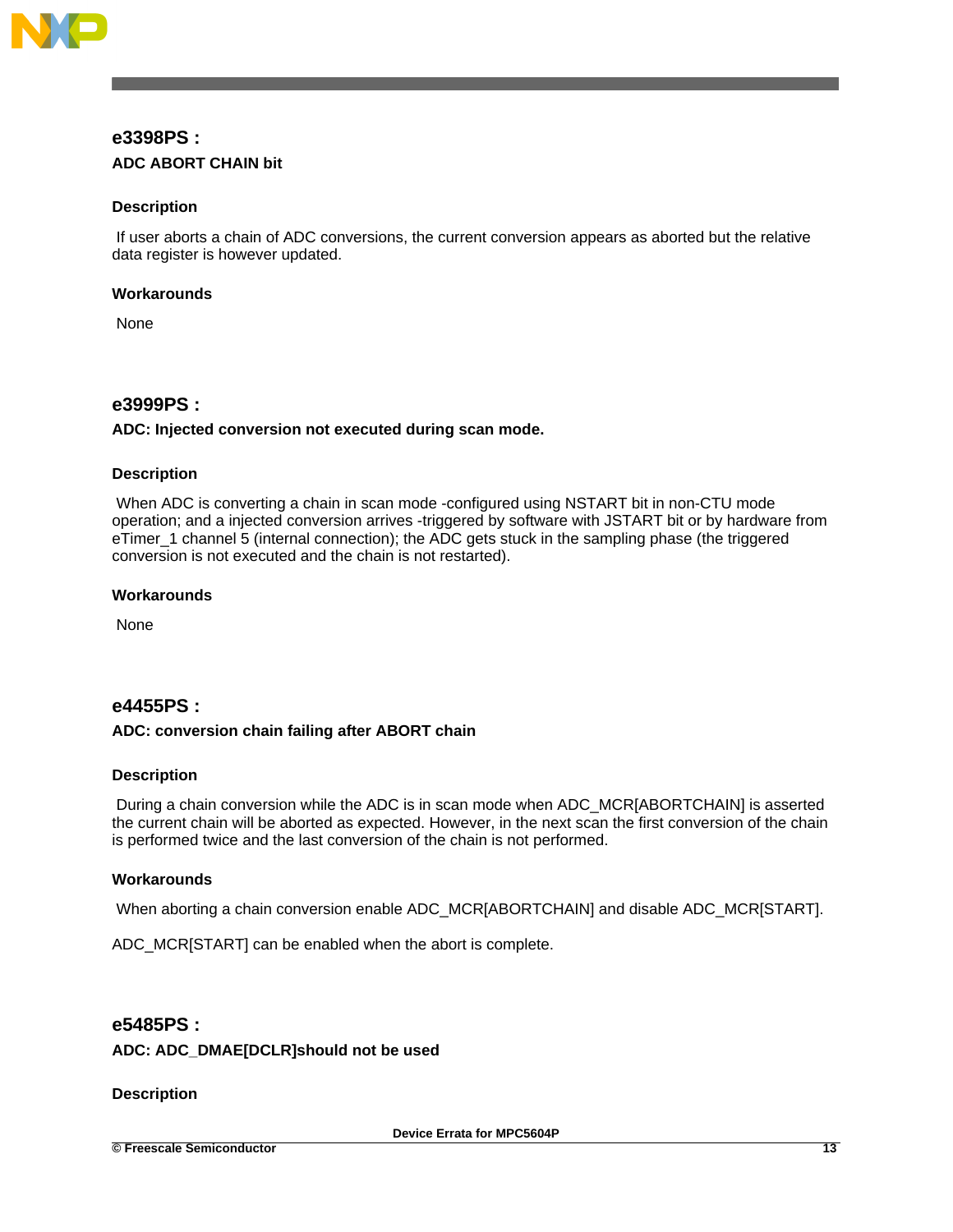## e3398PS :

### ADC ABORT CHAIN bit

#### Description

If user aborts a chain of ADC conversions, the current conversion appears as aborted but the relative data register is however updated.

#### Workarounds

None

## e3999PS :

### ADC: Injected conversion not executed during scan mode.

#### Description

When ADC is converting a chain in scan mode -configured using NSTART bit in non-CTU mode operation; and a injected conversion arrives -triggered by software with JSTART bit or by hardware from eTimer_1 channel 5 (internal connection); the ADC gets stuck in the sampling phase (the triggered conversion is not executed and the chain is not restarted).

#### Workarounds

None

## e4455PS :

### ADC: conversion chain failing after ABORT chain

#### Description

During a chain conversion while the ADC is in scan mode when ADC_MCR[ABORTCHAIN] is asserted the current chain will be aborted as expected. However, in the next scan the first conversion of the chain is performed twice and the last conversion of the chain is not performed.

#### Workarounds

When aborting a chain conversion enable ADC_MCR[ABORTCHAIN] and disable ADC_MCR[START].

ADC_MCR[START] can be enabled when the abort is complete.

## e5485PS :

### ADC: ADC_DMAE[DCLR]should not be used

#### Description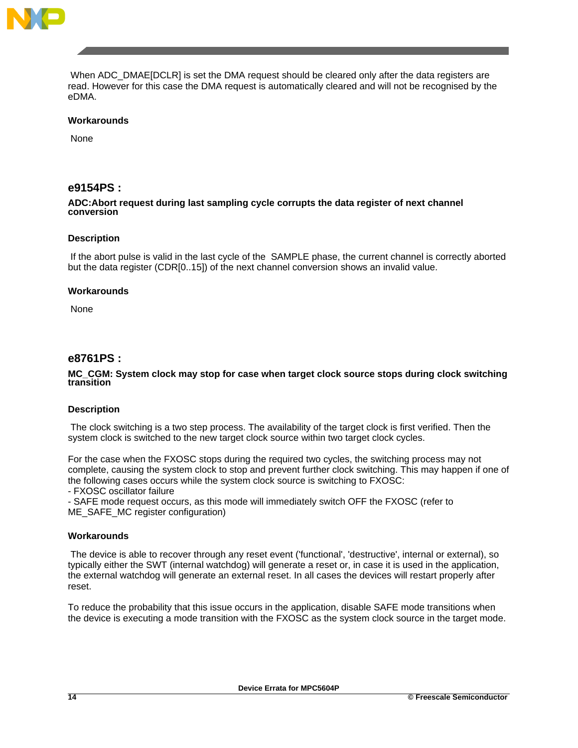When ADC_DMAE[DCLR] is set the DMA request should be cleared only after the data registers are read. However for this case the DMA request is automatically cleared and will not be recognised by the eDMA.

### Workarounds

None

## e9154PS :

### ADC:Abort request during last sampling cycle corrupts the data register of next channel conversion

### Description

If the abort pulse is valid in the last cycle of the SAMPLE phase, the current channel is correctly aborted but the data register (CDR[0..15]) of the next channel conversion shows an invalid value.

### Workarounds

None

## e8761PS :

### MC_CGM: System clock may stop for case when target clock source stops during clock switching transition

### Description

The clock switching is a two step process. The availability of the target clock is first verified. Then the system clock is switched to the new target clock source within two target clock cycles.

For the case when the FXOSC stops during the required two cycles, the switching process may not complete, causing the system clock to stop and prevent further clock switching. This may happen if one of the following cases occurs while the system clock source is switching to FXOSC:
- FXOSC oscillator failure
- SAFE mode request occurs, as this mode will immediately switch OFF the FXOSC (refer to ME_SAFE_MC register configuration)

### Workarounds

The device is able to recover through any reset event ('functional', 'destructive', internal or external), so typically either the SWT (internal watchdog) will generate a reset or, in case it is used in the application, the external watchdog will generate an external reset. In all cases the devices will restart properly after reset.

To reduce the probability that this issue occurs in the application, disable SAFE mode transitions when the device is executing a mode transition with the FXOSC as the system clock source in the target mode.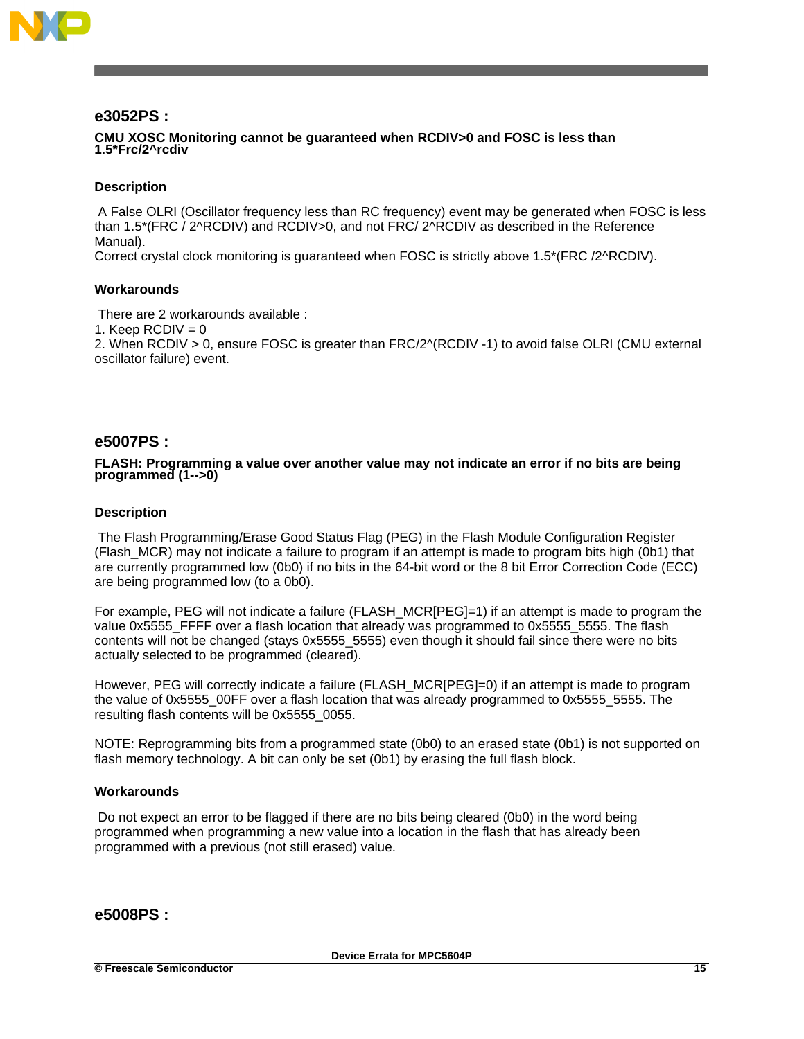## e3052PS :

**CMU XOSC Monitoring cannot be guaranteed when RCDIV>0 and FOSC is less than 1.5*Frc/2^rcdiv**

### Description

A False OLRI (Oscillator frequency less than RC frequency) event may be generated when FOSC is less than 1.5*(FRC / 2^RCDIV) and RCDIV>0, and not FRC/ 2^RCDIV as described in the Reference Manual).
Correct crystal clock monitoring is guaranteed when FOSC is strictly above 1.5*(FRC /2^RCDIV).

### Workarounds

There are 2 workarounds available :
1. Keep RCDIV = 0
2. When RCDIV > 0, ensure FOSC is greater than FRC/2^(RCDIV -1) to avoid false OLRI (CMU external oscillator failure) event.

## e5007PS :

**FLASH: Programming a value over another value may not indicate an error if no bits are being programmed (1-->0)**

### Description

The Flash Programming/Erase Good Status Flag (PEG) in the Flash Module Configuration Register (Flash_MCR) may not indicate a failure to program if an attempt is made to program bits high (0b1) that are currently programmed low (0b0) if no bits in the 64-bit word or the 8 bit Error Correction Code (ECC) are being programmed low (to a 0b0).

For example, PEG will not indicate a failure (FLASH_MCR[PEG]=1) if an attempt is made to program the value 0x5555_FFFF over a flash location that already was programmed to 0x5555_5555. The flash contents will not be changed (stays 0x5555_5555) even though it should fail since there were no bits actually selected to be programmed (cleared).

However, PEG will correctly indicate a failure (FLASH_MCR[PEG]=0) if an attempt is made to program the value of 0x5555_00FF over a flash location that was already programmed to 0x5555_5555. The resulting flash contents will be 0x5555_0055.

NOTE: Reprogramming bits from a programmed state (0b0) to an erased state (0b1) is not supported on flash memory technology. A bit can only be set (0b1) by erasing the full flash block.

### Workarounds

Do not expect an error to be flagged if there are no bits being cleared (0b0) in the word being programmed when programming a new value into a location in the flash that has already been programmed with a previous (not still erased) value.

## e5008PS :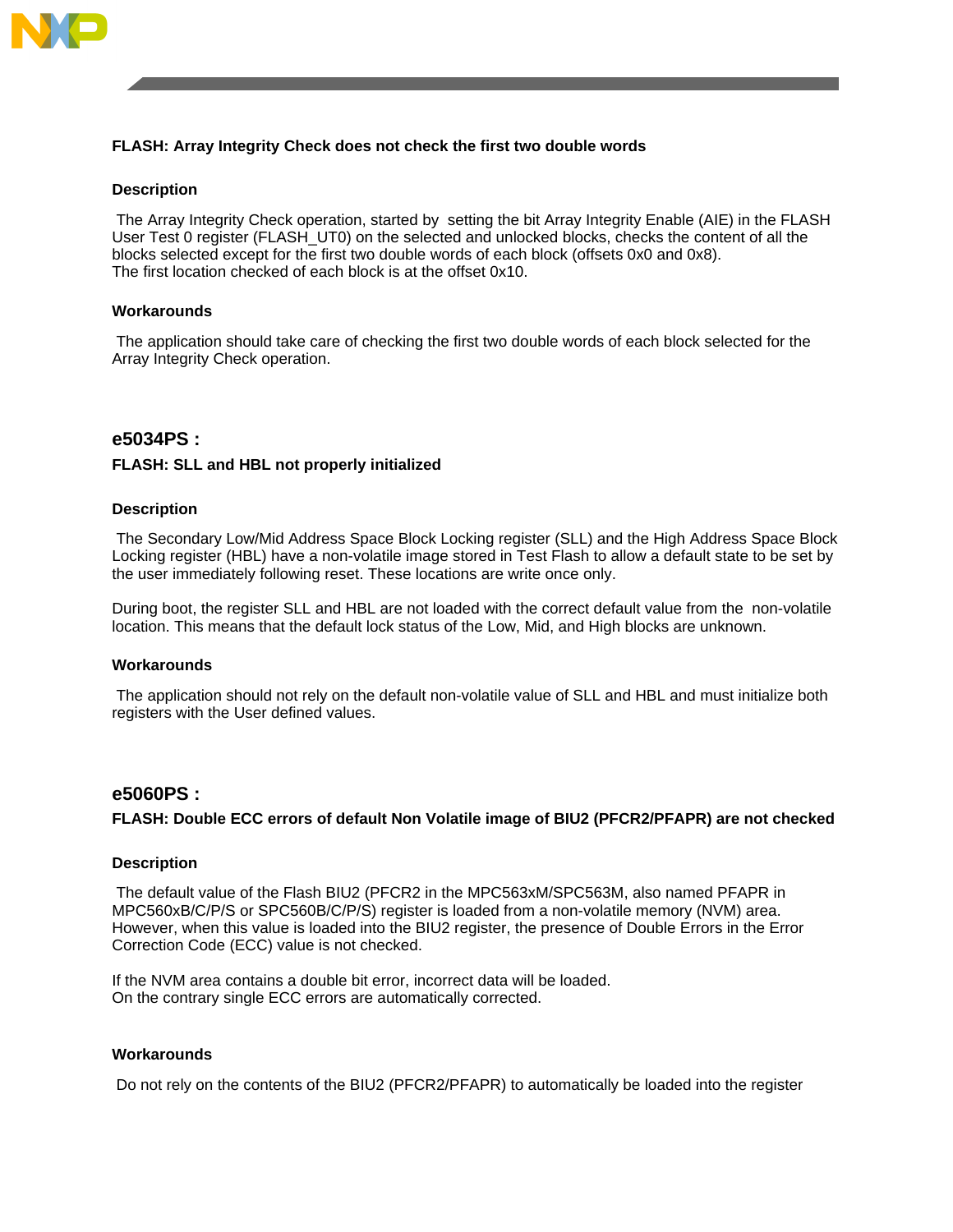**FLASH: Array Integrity Check does not check the first two double words**

### Description

The Array Integrity Check operation, started by setting the bit Array Integrity Enable (AIE) in the FLASH User Test 0 register (FLASH_UT0) on the selected and unlocked blocks, checks the content of all the blocks selected except for the first two double words of each block (offsets 0x0 and 0x8).
The first location checked of each block is at the offset 0x10.

### Workarounds

The application should take care of checking the first two double words of each block selected for the Array Integrity Check operation.

## e5034PS :

**FLASH: SLL and HBL not properly initialized**

### Description

The Secondary Low/Mid Address Space Block Locking register (SLL) and the High Address Space Block Locking register (HBL) have a non-volatile image stored in Test Flash to allow a default state to be set by the user immediately following reset. These locations are write once only.

During boot, the register SLL and HBL are not loaded with the correct default value from the non-volatile location. This means that the default lock status of the Low, Mid, and High blocks are unknown.

### Workarounds

The application should not rely on the default non-volatile value of SLL and HBL and must initialize both registers with the User defined values.

## e5060PS :

**FLASH: Double ECC errors of default Non Volatile image of BIU2 (PFCR2/PFAPR) are not checked**

### Description

The default value of the Flash BIU2 (PFCR2 in the MPC563xM/SPC563M, also named PFAPR in MPC560xB/C/P/S or SPC560B/C/P/S) register is loaded from a non-volatile memory (NVM) area. However, when this value is loaded into the BIU2 register, the presence of Double Errors in the Error Correction Code (ECC) value is not checked.

If the NVM area contains a double bit error, incorrect data will be loaded.
On the contrary single ECC errors are automatically corrected.

### Workarounds

Do not rely on the contents of the BIU2 (PFCR2/PFAPR) to automatically be loaded into the register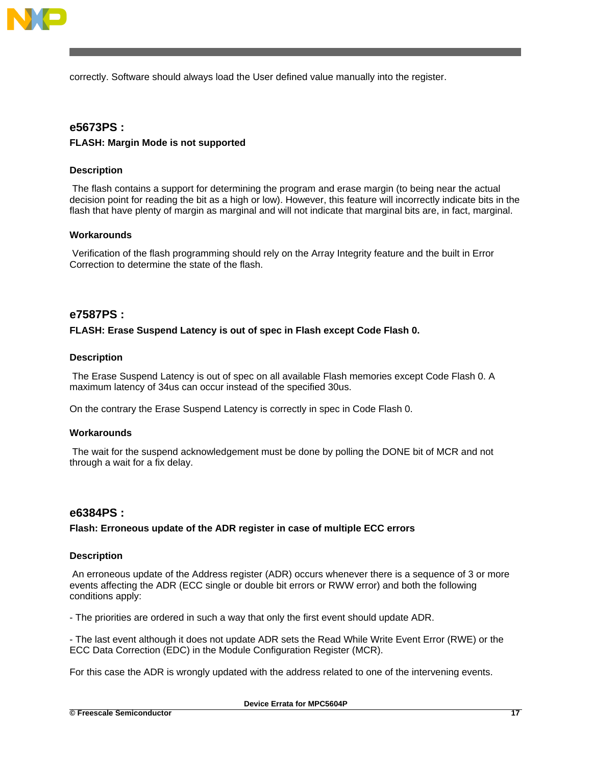correctly. Software should always load the User defined value manually into the register.

## e5673PS :

**FLASH: Margin Mode is not supported**

### Description

The flash contains a support for determining the program and erase margin (to being near the actual decision point for reading the bit as a high or low). However, this feature will incorrectly indicate bits in the flash that have plenty of margin as marginal and will not indicate that marginal bits are, in fact, marginal.

### Workarounds

Verification of the flash programming should rely on the Array Integrity feature and the built in Error Correction to determine the state of the flash.

## e7587PS :

**FLASH: Erase Suspend Latency is out of spec in Flash except Code Flash 0.**

### Description

The Erase Suspend Latency is out of spec on all available Flash memories except Code Flash 0. A maximum latency of 34us can occur instead of the specified 30us.

On the contrary the Erase Suspend Latency is correctly in spec in Code Flash 0.

### Workarounds

The wait for the suspend acknowledgement must be done by polling the DONE bit of MCR and not through a wait for a fix delay.

## e6384PS :

**Flash: Erroneous update of the ADR register in case of multiple ECC errors**

### Description

An erroneous update of the Address register (ADR) occurs whenever there is a sequence of 3 or more events affecting the ADR (ECC single or double bit errors or RWW error) and both the following conditions apply:

- The priorities are ordered in such a way that only the first event should update ADR.

- The last event although it does not update ADR sets the Read While Write Event Error (RWE) or the ECC Data Correction (EDC) in the Module Configuration Register (MCR).

For this case the ADR is wrongly updated with the address related to one of the intervening events.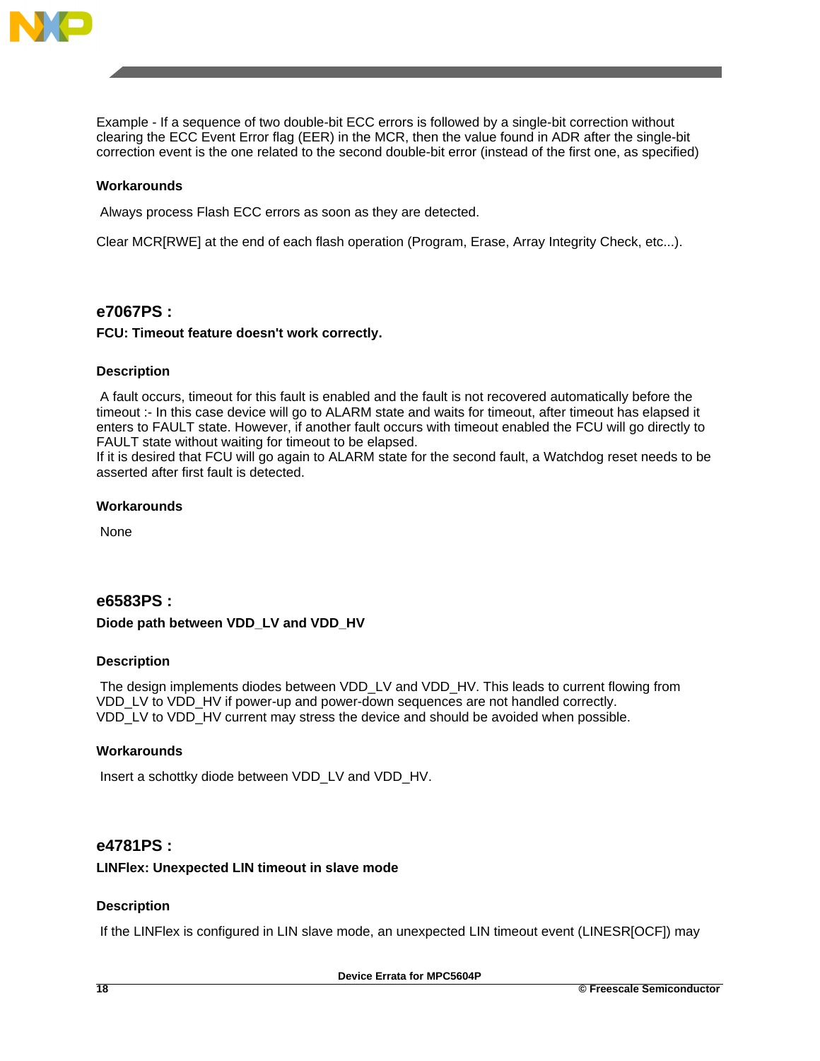Example - If a sequence of two double-bit ECC errors is followed by a single-bit correction without clearing the ECC Event Error flag (EER) in the MCR, then the value found in ADR after the single-bit correction event is the one related to the second double-bit error (instead of the first one, as specified)

#### Workarounds

Always process Flash ECC errors as soon as they are detected.

Clear MCR[RWE] at the end of each flash operation (Program, Erase, Array Integrity Check, etc...).

## e7067PS :

### FCU: Timeout feature doesn't work correctly.

#### Description

A fault occurs, timeout for this fault is enabled and the fault is not recovered automatically before the timeout :- In this case device will go to ALARM state and waits for timeout, after timeout has elapsed it enters to FAULT state. However, if another fault occurs with timeout enabled the FCU will go directly to FAULT state without waiting for timeout to be elapsed.
If it is desired that FCU will go again to ALARM state for the second fault, a Watchdog reset needs to be asserted after first fault is detected.

#### Workarounds

None

## e6583PS :

### Diode path between VDD_LV and VDD_HV

#### Description

The design implements diodes between VDD_LV and VDD_HV. This leads to current flowing from VDD_LV to VDD_HV if power-up and power-down sequences are not handled correctly.
VDD_LV to VDD_HV current may stress the device and should be avoided when possible.

#### Workarounds

Insert a schottky diode between VDD_LV and VDD_HV.

## e4781PS :

### LINFlex: Unexpected LIN timeout in slave mode

#### Description

If the LINFlex is configured in LIN slave mode, an unexpected LIN timeout event (LINESR[OCF]) may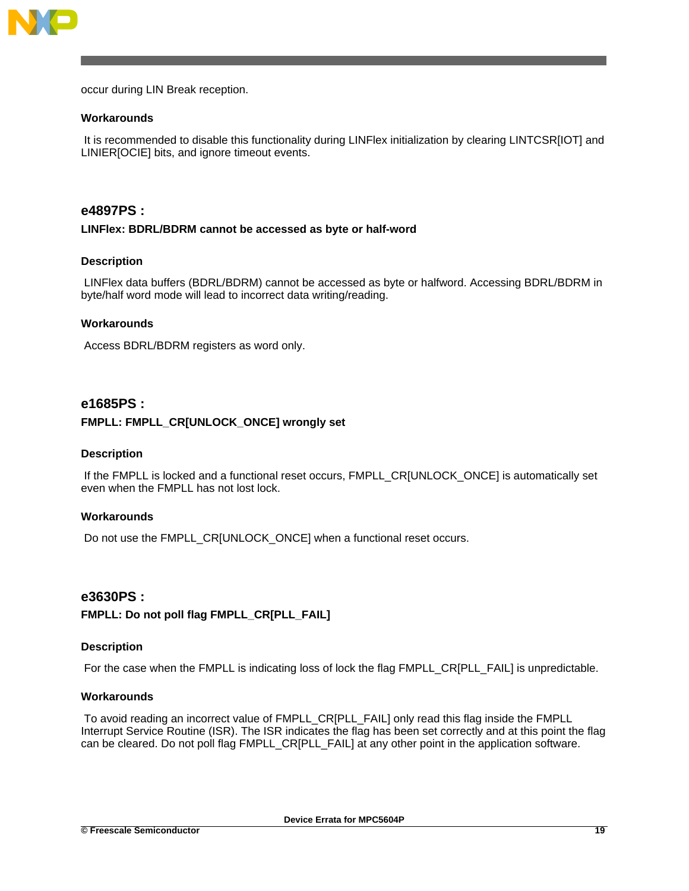occur during LIN Break reception.

### Workarounds

It is recommended to disable this functionality during LINFlex initialization by clearing LINTCSR[IOT] and LINIER[OCIE] bits, and ignore timeout events.

## e4897PS :

### LINFlex: BDRL/BDRM cannot be accessed as byte or half-word

### Description

LINFlex data buffers (BDRL/BDRM) cannot be accessed as byte or halfword. Accessing BDRL/BDRM in byte/half word mode will lead to incorrect data writing/reading.

### Workarounds

Access BDRL/BDRM registers as word only.

## e1685PS :

### FMPLL: FMPLL_CR[UNLOCK_ONCE] wrongly set

### Description

If the FMPLL is locked and a functional reset occurs, FMPLL_CR[UNLOCK_ONCE] is automatically set even when the FMPLL has not lost lock.

### Workarounds

Do not use the FMPLL_CR[UNLOCK_ONCE] when a functional reset occurs.

## e3630PS :

### FMPLL: Do not poll flag FMPLL_CR[PLL_FAIL]

### Description

For the case when the FMPLL is indicating loss of lock the flag FMPLL_CR[PLL_FAIL] is unpredictable.

### Workarounds

To avoid reading an incorrect value of FMPLL_CR[PLL_FAIL] only read this flag inside the FMPLL Interrupt Service Routine (ISR). The ISR indicates the flag has been set correctly and at this point the flag can be cleared. Do not poll flag FMPLL_CR[PLL_FAIL] at any other point in the application software.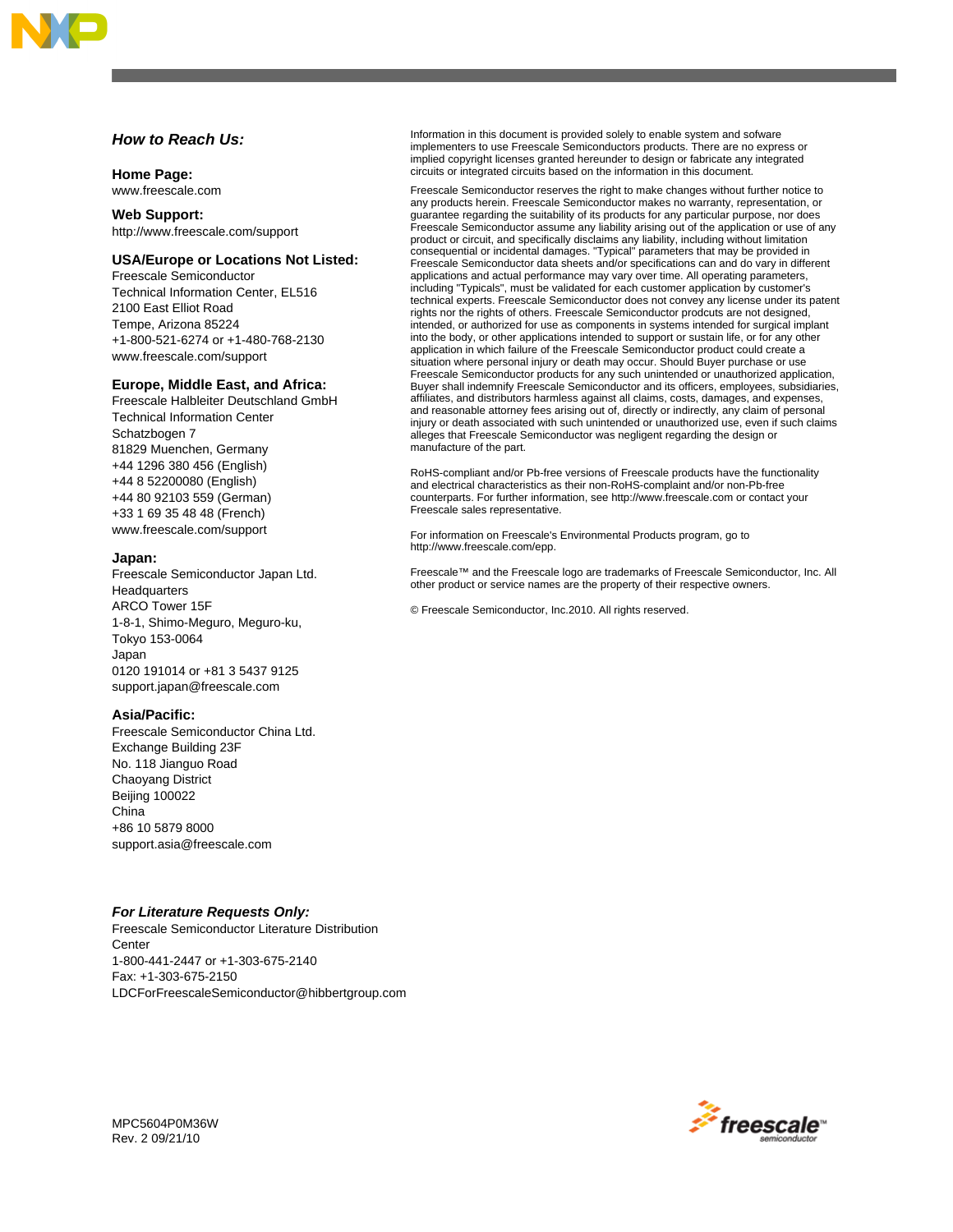## *How to Reach Us:*

**Home Page:**
www.freescale.com

**Web Support:**
http://www.freescale.com/support

**USA/Europe or Locations Not Listed:**
Freescale Semiconductor
Technical Information Center, EL516
2100 East Elliot Road
Tempe, Arizona 85224
+1-800-521-6274 or +1-480-768-2130
www.freescale.com/support

**Europe, Middle East, and Africa:**
Freescale Halbleiter Deutschland GmbH
Technical Information Center
Schatzbogen 7
81829 Muenchen, Germany
+44 1296 380 456 (English)
+44 8 52200080 (English)
+44 80 92103 559 (German)
+33 1 69 35 48 48 (French)
www.freescale.com/support

**Japan:**
Freescale Semiconductor Japan Ltd.
Headquarters
ARCO Tower 15F
1-8-1, Shimo-Meguro, Meguro-ku,
Tokyo 153-0064
Japan
0120 191014 or +81 3 5437 9125
support.japan@freescale.com

**Asia/Pacific:**
Freescale Semiconductor China Ltd.
Exchange Building 23F
No. 118 Jianguo Road
Chaoyang District
Beijing 100022
China
+86 10 5879 8000
support.asia@freescale.com

***For Literature Requests Only:***
Freescale Semiconductor Literature Distribution Center
1-800-441-2447 or +1-303-675-2140
Fax: +1-303-675-2150
LDCForFreescaleSemiconductor@hibbertgroup.com

Information in this document is provided solely to enable system and sofware implementers to use Freescale Semiconductors products. There are no express or implied copyright licenses granted hereunder to design or fabricate any integrated circuits or integrated circuits based on the information in this document.

Freescale Semiconductor reserves the right to make changes without further notice to any products herein. Freescale Semiconductor makes no warranty, representation, or guarantee regarding the suitability of its products for any particular purpose, nor does Freescale Semiconductor assume any liability arising out of the application or use of any product or circuit, and specifically disclaims any liability, including without limitation consequential or incidental damages. "Typical" parameters that may be provided in Freescale Semiconductor data sheets and/or specifications can and do vary in different applications and actual performance may vary over time. All operating parameters, including "Typicals", must be validated for each customer application by customer's technical experts. Freescale Semiconductor does not convey any license under its patent rights nor the rights of others. Freescale Semiconductor prodcuts are not designed, intended, or authorized for use as components in systems intended for surgical implant into the body, or other applications intended to support or sustain life, or for any other application in which failure of the Freescale Semiconductor product could create a situation where personal injury or death may occur. Should Buyer purchase or use Freescale Semiconductor products for any such unintended or unauthorized application, Buyer shall indemnify Freescale Semiconductor and its officers, employees, subsidiaries, affiliates, and distributors harmless against all claims, costs, damages, and expenses, and reasonable attorney fees arising out of, directly or indirectly, any claim of personal injury or death associated with such unintended or unauthorized use, even if such claims alleges that Freescale Semiconductor was negligent regarding the design or manufacture of the part.

RoHS-compliant and/or Pb-free versions of Freescale products have the functionality and electrical characteristics as their non-RoHS-complaint and/or non-Pb-free counterparts. For further information, see http://www.freescale.com or contact your Freescale sales representative.

For information on Freescale's Environmental Products program, go to http://www.freescale.com/epp.

Freescale™ and the Freescale logo are trademarks of Freescale Semiconductor, Inc. All other product or service names are the property of their respective owners.

© Freescale Semiconductor, Inc.2010. All rights reserved.

MPC5604P0M36W
Rev. 2 09/21/10